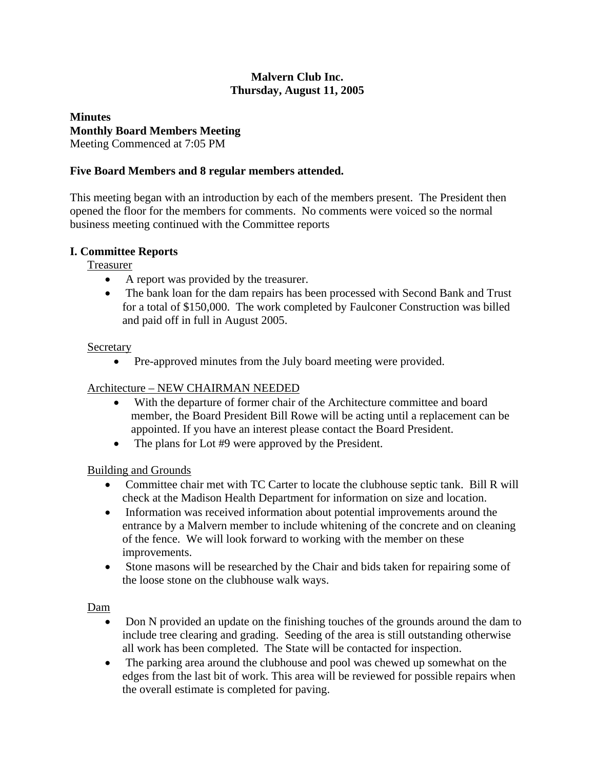**Malvern Club Inc.**
**Thursday, August 11, 2005**

**Minutes**
**Monthly Board Members Meeting**
Meeting Commenced at 7:05 PM

**Five Board Members and 8 regular members attended.**

This meeting began with an introduction by each of the members present. The President then opened the floor for the members for comments. No comments were voiced so the normal business meeting continued with the Committee reports

## I. Committee Reports

<u>Treasurer</u>

- A report was provided by the treasurer.
- The bank loan for the dam repairs has been processed with Second Bank and Trust for a total of $150,000. The work completed by Faulconer Construction was billed and paid off in full in August 2005.

<u>Secretary</u>

- Pre-approved minutes from the July board meeting were provided.

<u>Architecture – NEW CHAIRMAN NEEDED</u>

- With the departure of former chair of the Architecture committee and board member, the Board President Bill Rowe will be acting until a replacement can be appointed. If you have an interest please contact the Board President.
- The plans for Lot #9 were approved by the President.

<u>Building and Grounds</u>

- Committee chair met with TC Carter to locate the clubhouse septic tank. Bill R will check at the Madison Health Department for information on size and location.
- Information was received information about potential improvements around the entrance by a Malvern member to include whitening of the concrete and on cleaning of the fence. We will look forward to working with the member on these improvements.
- Stone masons will be researched by the Chair and bids taken for repairing some of the loose stone on the clubhouse walk ways.

<u>Dam</u>

- Don N provided an update on the finishing touches of the grounds around the dam to include tree clearing and grading. Seeding of the area is still outstanding otherwise all work has been completed. The State will be contacted for inspection.
- The parking area around the clubhouse and pool was chewed up somewhat on the edges from the last bit of work. This area will be reviewed for possible repairs when the overall estimate is completed for paving.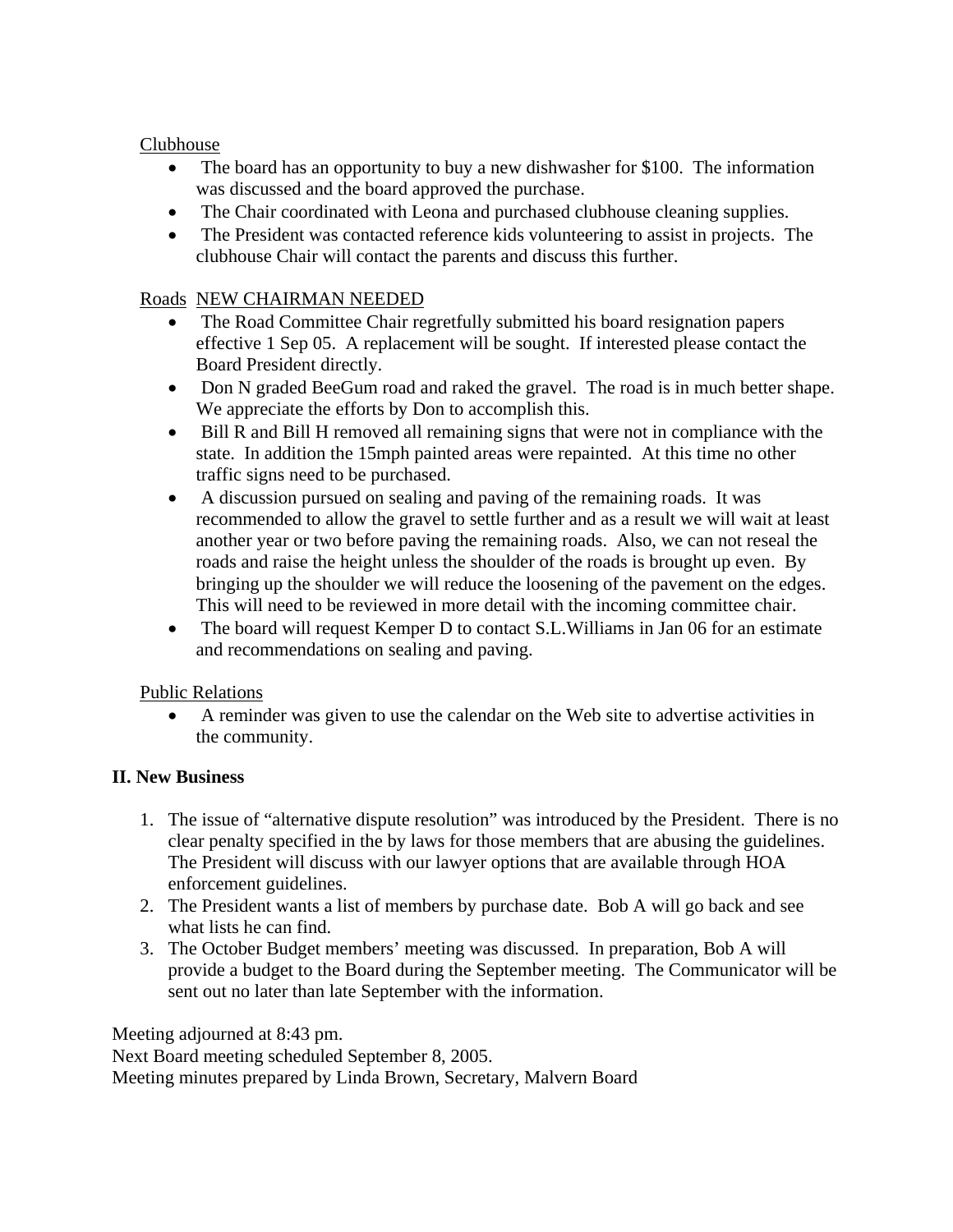Clubhouse

- The board has an opportunity to buy a new dishwasher for $100. The information was discussed and the board approved the purchase.
- The Chair coordinated with Leona and purchased clubhouse cleaning supplies.
- The President was contacted reference kids volunteering to assist in projects. The clubhouse Chair will contact the parents and discuss this further.

Roads NEW CHAIRMAN NEEDED

- The Road Committee Chair regretfully submitted his board resignation papers effective 1 Sep 05. A replacement will be sought. If interested please contact the Board President directly.
- Don N graded BeeGum road and raked the gravel. The road is in much better shape. We appreciate the efforts by Don to accomplish this.
- Bill R and Bill H removed all remaining signs that were not in compliance with the state. In addition the 15mph painted areas were repainted. At this time no other traffic signs need to be purchased.
- A discussion pursued on sealing and paving of the remaining roads. It was recommended to allow the gravel to settle further and as a result we will wait at least another year or two before paving the remaining roads. Also, we can not reseal the roads and raise the height unless the shoulder of the roads is brought up even. By bringing up the shoulder we will reduce the loosening of the pavement on the edges. This will need to be reviewed in more detail with the incoming committee chair.
- The board will request Kemper D to contact S.L.Williams in Jan 06 for an estimate and recommendations on sealing and paving.

Public Relations

- A reminder was given to use the calendar on the Web site to advertise activities in the community.

**II. New Business**

1. The issue of "alternative dispute resolution" was introduced by the President. There is no clear penalty specified in the by laws for those members that are abusing the guidelines. The President will discuss with our lawyer options that are available through HOA enforcement guidelines.
2. The President wants a list of members by purchase date. Bob A will go back and see what lists he can find.
3. The October Budget members' meeting was discussed. In preparation, Bob A will provide a budget to the Board during the September meeting. The Communicator will be sent out no later than late September with the information.

Meeting adjourned at 8:43 pm.
Next Board meeting scheduled September 8, 2005.
Meeting minutes prepared by Linda Brown, Secretary, Malvern Board